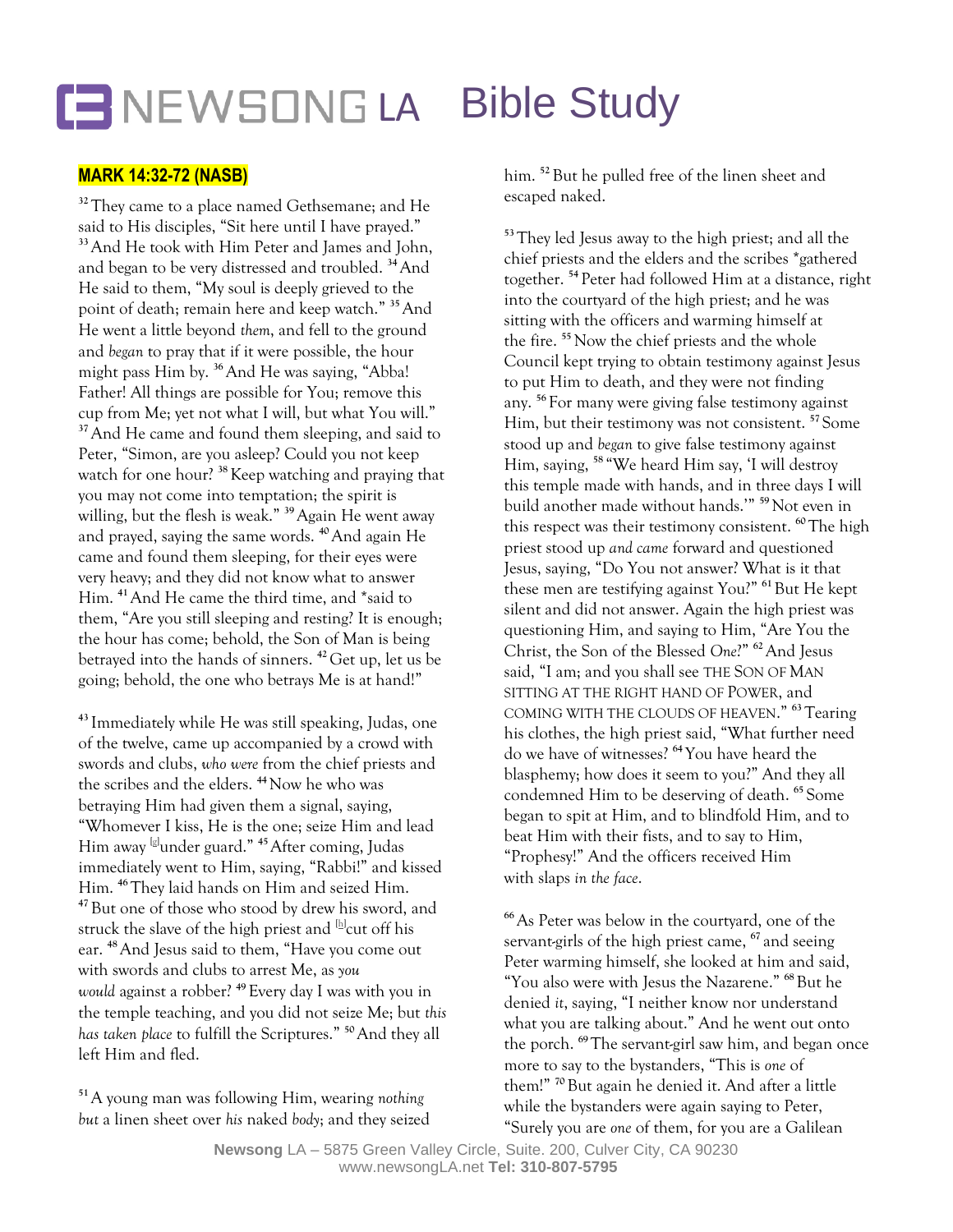# NEWSONG LA Bible Study

**MARK 14:32-72 (NASB)**

[32] They came to a place named Gethsemane; and He said to His disciples, "Sit here until I have prayed." [33] And He took with Him Peter and James and John, and began to be very distressed and troubled. [34] And He said to them, "My soul is deeply grieved to the point of death; remain here and keep watch." [35] And He went a little beyond *them*, and fell to the ground and *began* to pray that if it were possible, the hour might pass Him by. [36] And He was saying, "Abba! Father! All things are possible for You; remove this cup from Me; yet not what I will, but what You will." [37] And He came and found them sleeping, and said to Peter, "Simon, are you asleep? Could you not keep watch for one hour? [38] Keep watching and praying that you may not come into temptation; the spirit is willing, but the flesh is weak." [39] Again He went away and prayed, saying the same words. [40] And again He came and found them sleeping, for their eyes were very heavy; and they did not know what to answer Him. [41] And He came the third time, and *said to them, "Are you still sleeping and resting? It is enough; the hour has come; behold, the Son of Man is being betrayed into the hands of sinners. [42] Get up, let us be going; behold, the one who betrays Me is at hand!"

[43] Immediately while He was still speaking, Judas, one of the twelve, came up accompanied by a crowd with swords and clubs, *who were* from the chief priests and the scribes and the elders. [44] Now he who was betraying Him had given them a signal, saying, "Whomever I kiss, He is the one; seize Him and lead Him away [g]under guard." [45] After coming, Judas immediately went to Him, saying, "Rabbi!" and kissed Him. [46] They laid hands on Him and seized Him. [47] But one of those who stood by drew his sword, and struck the slave of the high priest and [h]cut off his ear. [48] And Jesus said to them, "Have you come out with swords and clubs to arrest Me, as *you would* against a robber? [49] Every day I was with you in the temple teaching, and you did not seize Me; but *this has taken place* to fulfill the Scriptures." [50] And they all left Him and fled.

[51] A young man was following Him, wearing *nothing but* a linen sheet over *his* naked *body*; and they seized him. [52] But he pulled free of the linen sheet and escaped naked.

[53] They led Jesus away to the high priest; and all the chief priests and the elders and the scribes *gathered together. [54] Peter had followed Him at a distance, right into the courtyard of the high priest; and he was sitting with the officers and warming himself at the fire. [55] Now the chief priests and the whole Council kept trying to obtain testimony against Jesus to put Him to death, and they were not finding any. [56] For many were giving false testimony against Him, but their testimony was not consistent. [57] Some stood up and *began* to give false testimony against Him, saying, [58] "We heard Him say, 'I will destroy this temple made with hands, and in three days I will build another made without hands.'" [59] Not even in this respect was their testimony consistent. [60] The high priest stood up *and came* forward and questioned Jesus, saying, "Do You not answer? What is it that these men are testifying against You?" [61] But He kept silent and did not answer. Again the high priest was questioning Him, and saying to Him, "Are You the Christ, the Son of the Blessed *One*?" [62] And Jesus said, "I am; and you shall see THE SON OF MAN SITTING AT THE RIGHT HAND OF POWER, and COMING WITH THE CLOUDS OF HEAVEN." [63] Tearing his clothes, the high priest said, "What further need do we have of witnesses? [64] You have heard the blasphemy; how does it seem to you?" And they all condemned Him to be deserving of death. [65] Some began to spit at Him, and to blindfold Him, and to beat Him with their fists, and to say to Him, "Prophesy!" And the officers received Him with slaps *in the face*.

[66] As Peter was below in the courtyard, one of the servant-girls of the high priest came, [67] and seeing Peter warming himself, she looked at him and said, "You also were with Jesus the Nazarene." [68] But he denied *it*, saying, "I neither know nor understand what you are talking about." And he went out onto the porch. [69] The servant-girl saw him, and began once more to say to the bystanders, "This is *one* of them!" [70] But again he denied it. And after a little while the bystanders were again saying to Peter, "Surely you are *one* of them, for you are a Galilean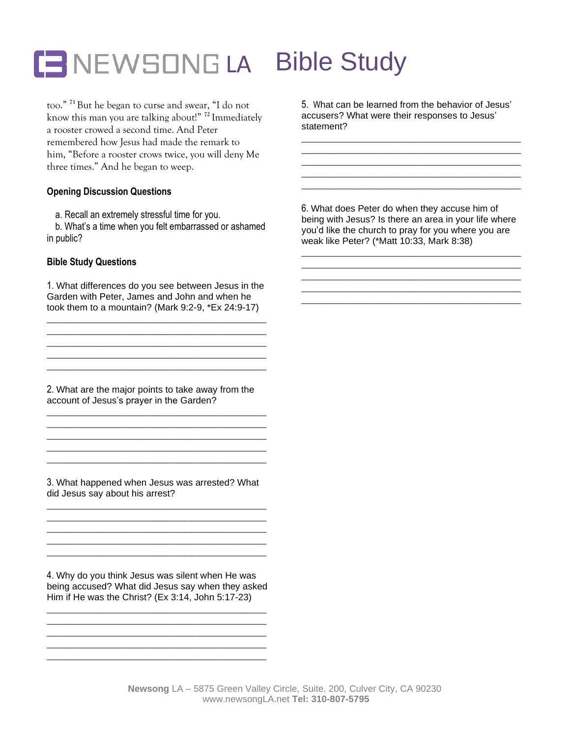# NEWSONG LA Bible Study

too." [71] But he began to curse and swear, "I do not know this man you are talking about!" [72] Immediately a rooster crowed a second time. And Peter remembered how Jesus had made the remark to him, "Before a rooster crows twice, you will deny Me three times." And he began to weep.

**Opening Discussion Questions**

a. Recall an extremely stressful time for you.

b. What's a time when you felt embarrassed or ashamed in public?

**Bible Study Questions**

1. What differences do you see between Jesus in the Garden with Peter, James and John and when he took them to a mountain? (Mark 9:2-9, *Ex 24:9-17)

___________________________________________
___________________________________________
___________________________________________
___________________________________________
___________________________________________

2. What are the major points to take away from the account of Jesus's prayer in the Garden?

___________________________________________
___________________________________________
___________________________________________
___________________________________________
___________________________________________

3. What happened when Jesus was arrested? What did Jesus say about his arrest?

___________________________________________
___________________________________________
___________________________________________
___________________________________________
___________________________________________

4. Why do you think Jesus was silent when He was being accused? What did Jesus say when they asked Him if He was the Christ? (Ex 3:14, John 5:17-23)

___________________________________________
___________________________________________
___________________________________________
___________________________________________
___________________________________________

5. What can be learned from the behavior of Jesus' accusers? What were their responses to Jesus' statement?

___________________________________________
___________________________________________
___________________________________________
___________________________________________
___________________________________________

6. What does Peter do when they accuse him of being with Jesus? Is there an area in your life where you'd like the church to pray for you where you are weak like Peter? (*Matt 10:33, Mark 8:38)

___________________________________________
___________________________________________
___________________________________________
___________________________________________
___________________________________________

**Newsong** LA – 5875 Green Valley Circle, Suite. 200, Culver City, CA 90230
www.newsongLA.net **Tel: 310-807-5795**